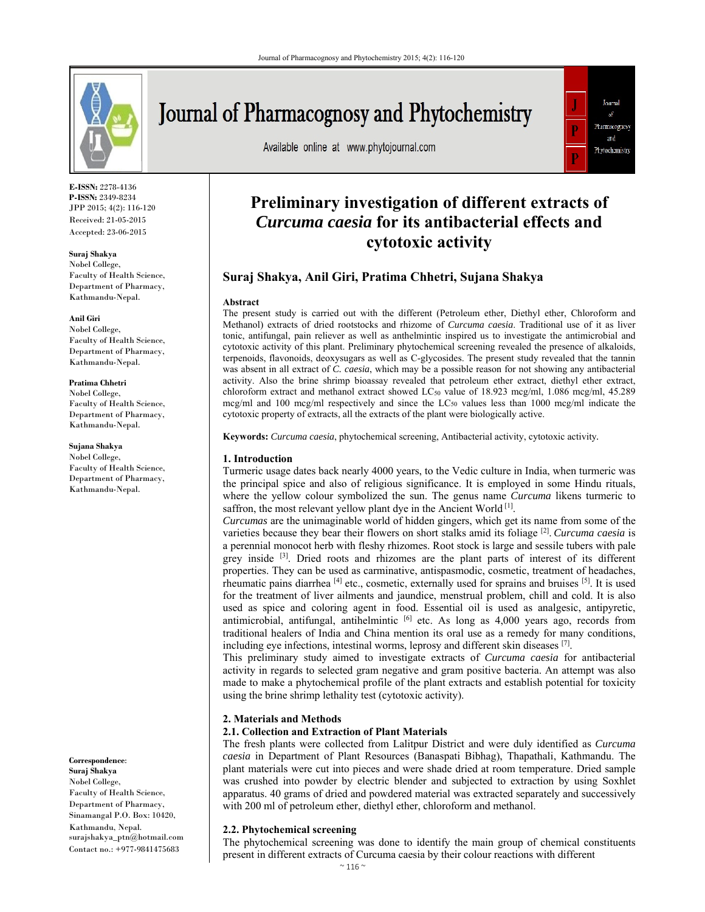**E-ISSN:** 2278-4136
**P-ISSN:** 2349-8234
JPP 2015; 4(2): 116-120
Received: 21-05-2015
Accepted: 23-06-2015

**Suraj Shakya**
Nobel College,
Faculty of Health Science,
Department of Pharmacy,
Kathmandu-Nepal.

**Anil Giri**
Nobel College,
Faculty of Health Science,
Department of Pharmacy,
Kathmandu-Nepal.

**Pratima Chhetri**
Nobel College,
Faculty of Health Science,
Department of Pharmacy,
Kathmandu-Nepal.

**Sujana Shakya**
Nobel College,
Faculty of Health Science,
Department of Pharmacy,
Kathmandu-Nepal.

**Correspondence:**
**Suraj Shakya**
Nobel College,
Faculty of Health Science,
Department of Pharmacy,
Sinamangal P.O. Box: 10420,
Kathmandu, Nepal.
surajshakya_ptn@hotmail.com
Contact no.: +977-9841475683

# Preliminary investigation of different extracts of *Curcuma caesia* for its antibacterial effects and cytotoxic activity

**Suraj Shakya, Anil Giri, Pratima Chhetri, Sujana Shakya**

## Abstract

The present study is carried out with the different (Petroleum ether, Diethyl ether, Chloroform and Methanol) extracts of dried rootstocks and rhizome of *Curcuma caesia*. Traditional use of it as liver tonic, antifungal, pain reliever as well as anthelmintic inspired us to investigate the antimicrobial and cytotoxic activity of this plant. Preliminary phytochemical screening revealed the presence of alkaloids, terpenoids, flavonoids, deoxysugars as well as C-glycosides. The present study revealed that the tannin was absent in all extract of *C. caesia*, which may be a possible reason for not showing any antibacterial activity. Also the brine shrimp bioassay revealed that petroleum ether extract, diethyl ether extract, chloroform extract and methanol extract showed $LC_{50}$ value of 18.923 mcg/ml, 1.086 mcg/ml, 45.289 mcg/ml and 100 mcg/ml respectively and since the $LC_{50}$ values less than 1000 mcg/ml indicate the cytotoxic property of extracts, all the extracts of the plant were biologically active.

**Keywords:** *Curcuma caesia*, phytochemical screening, Antibacterial activity, cytotoxic activity.

## 1. Introduction

Turmeric usage dates back nearly 4000 years, to the Vedic culture in India, where turmeric was the principal spice and also of religious significance. It is employed in some Hindu rituals, where the yellow colour symbolized the sun. The genus name *Curcuma* likens turmeric to saffron, the most relevant yellow plant dye in the Ancient World [1].

*Curcumas* are the unimaginable world of hidden gingers, which get its name from some of the varieties because they bear their flowers on short stalks amid its foliage [2]. *Curcuma caesia* is a perennial monocot herb with fleshy rhizomes. Root stock is large and sessile tubers with pale grey inside [3]. Dried roots and rhizomes are the plant parts of interest of its different properties. They can be used as carminative, antispasmodic, cosmetic, treatment of headaches, rheumatic pains diarrhea [4] etc., cosmetic, externally used for sprains and bruises [5]. It is used for the treatment of liver ailments and jaundice, menstrual problem, chill and cold. It is also used as spice and coloring agent in food. Essential oil is used as analgesic, antipyretic, antimicrobial, antifungal, antihelmintic [6] etc. As long as 4,000 years ago, records from traditional healers of India and China mention its oral use as a remedy for many conditions, including eye infections, intestinal worms, leprosy and different skin diseases [7].

This preliminary study aimed to investigate extracts of *Curcuma caesia* for antibacterial activity in regards to selected gram negative and gram positive bacteria. An attempt was also made to make a phytochemical profile of the plant extracts and establish potential for toxicity using the brine shrimp lethality test (cytotoxic activity).

## 2. Materials and Methods

### 2.1. Collection and Extraction of Plant Materials

The fresh plants were collected from Lalitpur District and were duly identified as *Curcuma caesia* in Department of Plant Resources (Banaspati Bibhag), Thapathali, Kathmandu. The plant materials were cut into pieces and were shade dried at room temperature. Dried sample was crushed into powder by electric blender and subjected to extraction by using Soxhlet apparatus. 40 grams of dried and powdered material was extracted separately and successively with 200 ml of petroleum ether, diethyl ether, chloroform and methanol.

### 2.2. Phytochemical screening

The phytochemical screening was done to identify the main group of chemical constituents present in different extracts of Curcuma caesia by their colour reactions with different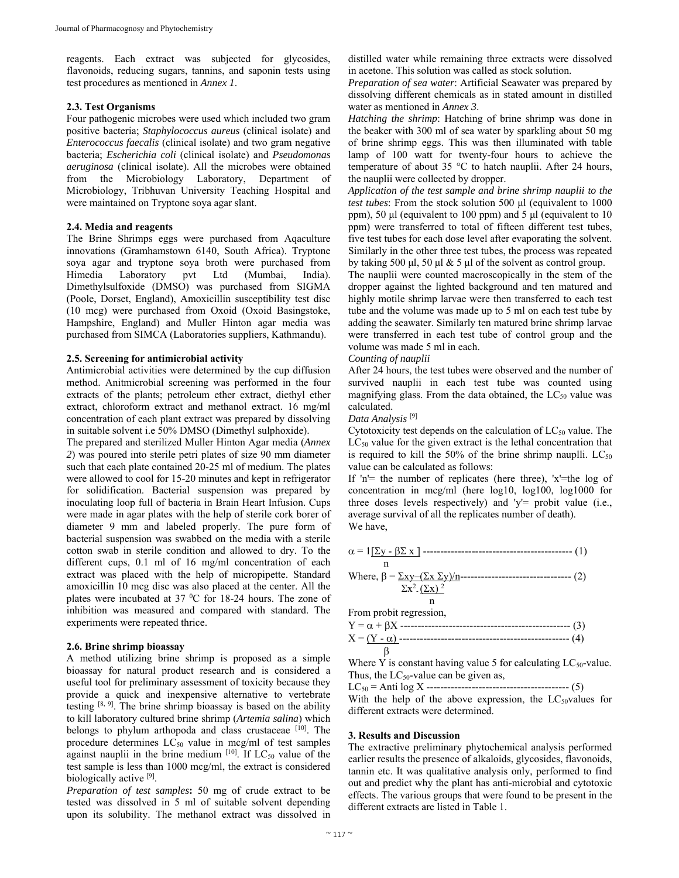reagents. Each extract was subjected for glycosides, flavonoids, reducing sugars, tannins, and saponin tests using test procedures as mentioned in *Annex 1*.

### 2.3. Test Organisms

Four pathogenic microbes were used which included two gram positive bacteria; *Staphylococcus aureus* (clinical isolate) and *Enterococcus faecalis* (clinical isolate) and two gram negative bacteria; *Escherichia coli* (clinical isolate) and *Pseudomonas aeruginosa* (clinical isolate). All the microbes were obtained from the Microbiology Laboratory, Department of Microbiology, Tribhuvan University Teaching Hospital and were maintained on Tryptone soya agar slant.

### 2.4. Media and reagents

The Brine Shrimps eggs were purchased from Aqaculture innovations (Gramhamstown 6140, South Africa). Tryptone soya agar and tryptone soya broth were purchased from Himedia Laboratory pvt Ltd (Mumbai, India). Dimethylsulfoxide (DMSO) was purchased from SIGMA (Poole, Dorset, England), Amoxicillin susceptibility test disc (10 mcg) were purchased from Oxoid (Oxoid Basingstoke, Hampshire, England) and Muller Hinton agar media was purchased from SIMCA (Laboratories suppliers, Kathmandu).

### 2.5. Screening for antimicrobial activity

Antimicrobial activities were determined by the cup diffusion method. Anitmicrobial screening was performed in the four extracts of the plants; petroleum ether extract, diethyl ether extract, chloroform extract and methanol extract. 16 mg/ml concentration of each plant extract was prepared by dissolving in suitable solvent i.e 50% DMSO (Dimethyl sulphoxide).

The prepared and sterilized Muller Hinton Agar media (*Annex 2*) was poured into sterile petri plates of size 90 mm diameter such that each plate contained 20-25 ml of medium. The plates were allowed to cool for 15-20 minutes and kept in refrigerator for solidification. Bacterial suspension was prepared by inoculating loop full of bacteria in Brain Heart Infusion. Cups were made in agar plates with the help of sterile cork borer of diameter 9 mm and labeled properly. The pure form of bacterial suspension was swabbed on the media with a sterile cotton swab in sterile condition and allowed to dry. To the different cups, 0.1 ml of 16 mg/ml concentration of each extract was placed with the help of micropipette. Standard amoxicillin 10 mcg disc was also placed at the center. All the plates were incubated at 37 $^0$C for 18-24 hours. The zone of inhibition was measured and compared with standard. The experiments were repeated thrice.

### 2.6. Brine shrimp bioassay

A method utilizing brine shrimp is proposed as a simple bioassay for natural product research and is considered a useful tool for preliminary assessment of toxicity because they provide a quick and inexpensive alternative to vertebrate testing [8, 9]. The brine shrimp bioassay is based on the ability to kill laboratory cultured brine shrimp (*Artemia salina*) which belongs to phylum arthopoda and class crustaceae [10]. The procedure determines $LC_{50}$ value in mcg/ml of test samples against nauplii in the brine medium [10]. If $LC_{50}$ value of the test sample is less than 1000 mcg/ml, the extract is considered biologically active [9].

*Preparation of test samples***:** 50 mg of crude extract to be tested was dissolved in 5 ml of suitable solvent depending upon its solubility. The methanol extract was dissolved in distilled water while remaining three extracts were dissolved in acetone. This solution was called as stock solution.

*Preparation of sea water*: Artificial Seawater was prepared by dissolving different chemicals as in stated amount in distilled water as mentioned in *Annex 3*.

*Hatching the shrimp*: Hatching of brine shrimp was done in the beaker with 300 ml of sea water by sparkling about 50 mg of brine shrimp eggs. This was then illuminated with table lamp of 100 watt for twenty-four hours to achieve the temperature of about 35 °C to hatch nauplii. After 24 hours, the nauplii were collected by dropper.

*Application of the test sample and brine shrimp nauplii to the test tubes*: From the stock solution 500 µl (equivalent to 1000 ppm), 50 µl (equivalent to 100 ppm) and 5 µl (equivalent to 10 ppm) were transferred to total of fifteen different test tubes, five test tubes for each dose level after evaporating the solvent. Similarly in the other three test tubes, the process was repeated by taking 500 µl, 50 µl & 5 µl of the solvent as control group.

The nauplii were counted macroscopically in the stem of the dropper against the lighted background and ten matured and highly motile shrimp larvae were then transferred to each test tube and the volume was made up to 5 ml on each test tube by adding the seawater. Similarly ten matured brine shrimp larvae were transferred in each test tube of control group and the volume was made 5 ml in each.

*Counting of nauplii*

After 24 hours, the test tubes were observed and the number of survived nauplii in each test tube was counted using magnifying glass. From the data obtained, the $LC_{50}$ value was calculated.

*Data Analysis* [9]

Cytotoxicity test depends on the calculation of $LC_{50}$ value. The $LC_{50}$ value for the given extract is the lethal concentration that is required to kill the 50% of the brine shrimp nauplli. $LC_{50}$ value can be calculated as follows:

If 'n'= the number of replicates (here three), 'x'=the log of concentration in mcg/ml (here log10, log100, log1000 for three doses levels respectively) and 'y'= probit value (i.e., average survival of all the replicates number of death).

We have,

$$\alpha = \frac{1}{n}[\Sigma y - \beta \Sigma x] \quad (1)$$

Where,

$$\beta = \frac{\Sigma xy - (\Sigma x \, \Sigma y)/n}{\Sigma x^2 - \frac{(\Sigma x)^2}{n}} \quad (2)$$

From probit regression,

$$Y = \alpha + \beta X \quad (3)$$

$$X = \frac{(Y - \alpha)}{\beta} \quad (4)$$

Where Y is constant having value 5 for calculating $LC_{50}$-value. Thus, the $LC_{50}$-value can be given as,

$$LC_{50} = \text{Anti log } X \quad (5)$$

With the help of the above expression, the $LC_{50}$values for different extracts were determined.

## 3. Results and Discussion

The extractive preliminary phytochemical analysis performed earlier results the presence of alkaloids, glycosides, flavonoids, tannin etc. It was qualitative analysis only, performed to find out and predict why the plant has anti-microbial and cytotoxic effects. The various groups that were found to be present in the different extracts are listed in Table 1.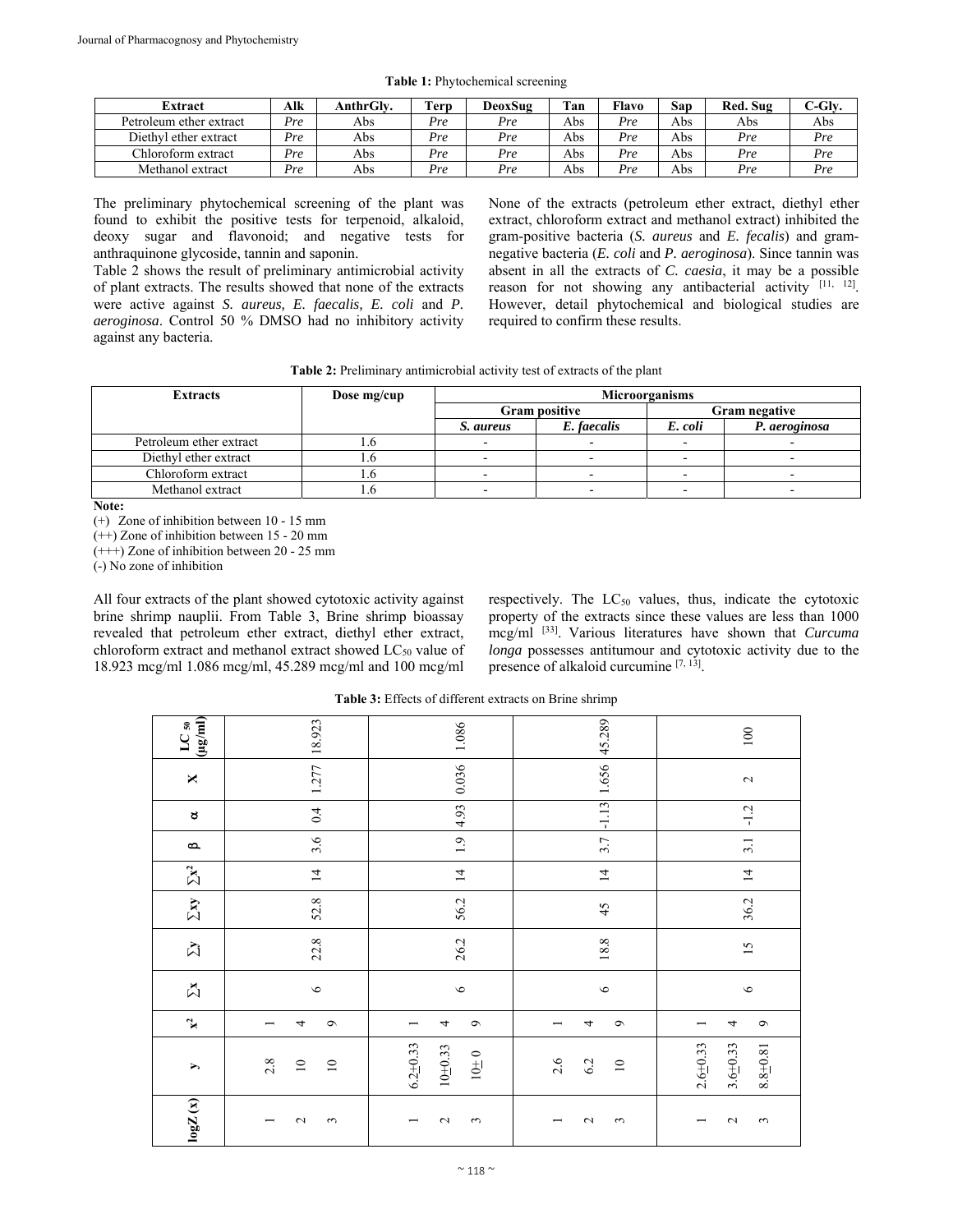**Table 1:** Phytochemical screening

| Extract | Alk | AnthrGly. | Terp | DeoxSug | Tan | Flavo | Sap | Red. Sug | C-Gly. |
|---|---|---|---|---|---|---|---|---|---|
| Petroleum ether extract | *Pre* | Abs | *Pre* | *Pre* | Abs | *Pre* | Abs | Abs | Abs |
| Diethyl ether extract | *Pre* | Abs | *Pre* | *Pre* | Abs | *Pre* | Abs | *Pre* | *Pre* |
| Chloroform extract | *Pre* | Abs | *Pre* | *Pre* | Abs | *Pre* | Abs | *Pre* | *Pre* |
| Methanol extract | *Pre* | Abs | *Pre* | *Pre* | Abs | *Pre* | Abs | *Pre* | *Pre* |

The preliminary phytochemical screening of the plant was found to exhibit the positive tests for terpenoid, alkaloid, deoxy sugar and flavonoid; and negative tests for anthraquinone glycoside, tannin and saponin.

Table 2 shows the result of preliminary antimicrobial activity of plant extracts. The results showed that none of the extracts were active against *S. aureus, E. faecalis, E. coli* and *P. aeroginosa*. Control 50 % DMSO had no inhibitory activity against any bacteria.

None of the extracts (petroleum ether extract, diethyl ether extract, chloroform extract and methanol extract) inhibited the gram-positive bacteria (*S. aureus* and *E. fecalis*) and gram-negative bacteria (*E. coli* and *P. aeroginosa*). Since tannin was absent in all the extracts of *C. caesia*, it may be a possible reason for not showing any antibacterial activity [11, 12]. However, detail phytochemical and biological studies are required to confirm these results.

**Table 2:** Preliminary antimicrobial activity test of extracts of the plant

| Extracts | Dose mg/cup | Microorganisms | | | |
|---|---|---|---|---|---|
| | | Gram positive | | Gram negative | |
| | | *S. aureus* | *E. faecalis* | *E. coli* | *P. aeroginosa* |
| Petroleum ether extract | 1.6 | - | - | - | - |
| Diethyl ether extract | 1.6 | - | - | - | - |
| Chloroform extract | 1.6 | - | - | - | - |
| Methanol extract | 1.6 | - | - | - | - |

**Note:**

(+) Zone of inhibition between 10 - 15 mm

(++) Zone of inhibition between 15 - 20 mm

(+++) Zone of inhibition between 20 - 25 mm

(-) No zone of inhibition

All four extracts of the plant showed cytotoxic activity against brine shrimp nauplii. From Table 3, Brine shrimp bioassay revealed that petroleum ether extract, diethyl ether extract, chloroform extract and methanol extract showed $LC_{50}$ value of 18.923 mcg/ml 1.086 mcg/ml, 45.289 mcg/ml and 100 mcg/ml respectively. The $LC_{50}$ values, thus, indicate the cytotoxic property of the extracts since these values are less than 1000 mcg/ml [33]. Various literatures have shown that *Curcuma longa* possesses antitumour and cytotoxic activity due to the presence of alkaloid curcumine [7, 13].

**Table 3:** Effects of different extracts on Brine shrimp

| logZ (x) | y | $x^2$ | $\sum x$ | $\sum y$ | $\sum xy$ | $\sum x^2$ | β | α | X | $LC_{50}$ (µg/ml) |
|---|---|---|---|---|---|---|---|---|---|---|
| 1 | 2.8 | 1 | 6 | 22.8 | 52.8 | 14 | 3.6 | 0.4 | 1.277 | 18.923 |
| 2 | 10 | 4 | | | | | | | | |
| 3 | 10 | 9 | | | | | | | | |
| 1 | 6.2±0.33 | 1 | 6 | 26.2 | 56.2 | 14 | 1.9 | 4.93 | 0.036 | 1.086 |
| 2 | 10±0.33 | 4 | | | | | | | | |
| 3 | 10±0 | 9 | | | | | | | | |
| 1 | 2.6 | 1 | 6 | 18.8 | 45 | 14 | 3.7 | -1.13 | 1.656 | 45.289 |
| 2 | 6.2 | 4 | | | | | | | | |
| 3 | 10 | 9 | | | | | | | | |
| 1 | 2.6±0.33 | 1 | 6 | 15 | 36.2 | 14 | 3.1 | -1.2 | 2 | 100 |
| 2 | 3.6±0.33 | 4 | | | | | | | | |
| 3 | 8.8±0.81 | 9 | | | | | | | | |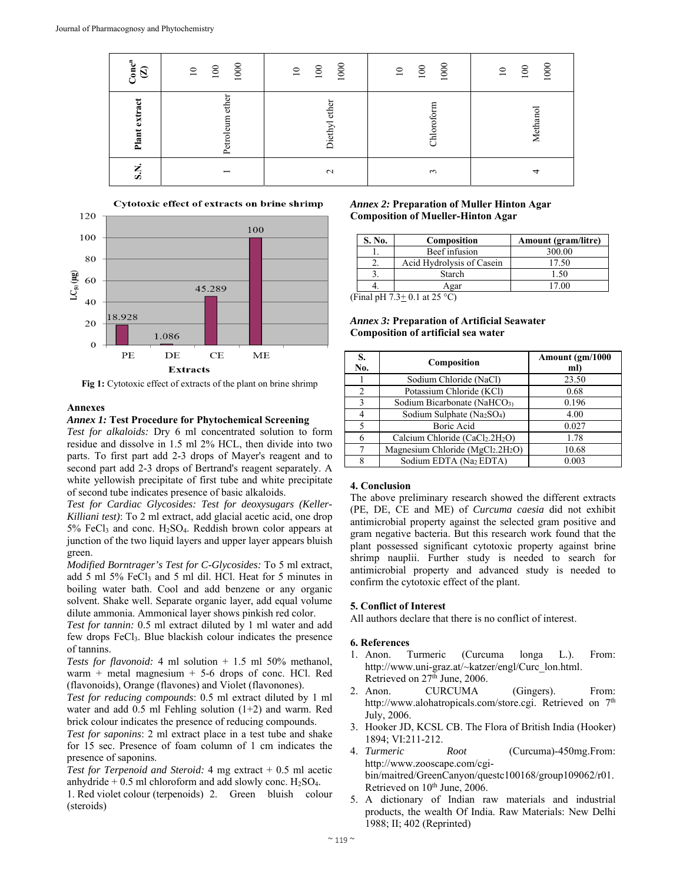| S.N. | Plant extract | Conc$^n$ (Z) |
|---|---|---|
| 1 | Petroleum ether | 10 100 1000 |
| 2 | Diethyl ether | 10 100 1000 |
| 3 | Chloroform | 10 100 1000 |
| 4 | Methanol | 10 100 1000 |

**Cytotoxic effect of extracts on brine shrimp**

| Extracts | $LC_{50}$ (µg) |
|---|---|
| PE | 18.928 |
| DE | 1.086 |
| CE | 45.289 |
| ME | 100 |

**Fig 1:** Cytotoxic effect of extracts of the plant on brine shrimp

## Annexes

### *Annex 1:* Test Procedure for Phytochemical Screening

*Test for alkaloids:* Dry 6 ml concentrated solution to form residue and dissolve in 1.5 ml 2% HCL, then divide into two parts. To first part add 2-3 drops of Mayer's reagent and to second part add 2-3 drops of Bertrand's reagent separately. A white yellowish precipitate of first tube and white precipitate of second tube indicates presence of basic alkaloids.

*Test for Cardiac Glycosides: Test for deoxysugars (Keller-Killiani test)*: To 2 ml extract, add glacial acetic acid, one drop 5% $FeCl_3$ and conc. $H_2SO_4$. Reddish brown color appears at junction of the two liquid layers and upper layer appears bluish green.

*Modified Borntrager's Test for C-Glycosides:* To 5 ml extract, add 5 ml 5% $FeCl_3$ and 5 ml dil. HCl. Heat for 5 minutes in boiling water bath. Cool and add benzene or any organic solvent. Shake well. Separate organic layer, add equal volume dilute ammonia. Ammonical layer shows pinkish red color.

*Test for tannin:* 0.5 ml extract diluted by 1 ml water and add few drops $FeCl_3$. Blue blackish colour indicates the presence of tannins.

*Tests for flavonoid:* 4 ml solution + 1.5 ml 50% methanol, warm + metal magnesium + 5-6 drops of conc. HCl. Red (flavonoids), Orange (flavones) and Violet (flavonones).

*Test for reducing compounds*: 0.5 ml extract diluted by 1 ml water and add 0.5 ml Fehling solution (1+2) and warm. Red brick colour indicates the presence of reducing compounds.

*Test for saponins*: 2 ml extract place in a test tube and shake for 15 sec. Presence of foam column of 1 cm indicates the presence of saponins.

*Test for Terpenoid and Steroid:* 4 mg extract + 0.5 ml acetic anhydride + 0.5 ml chloroform and add slowly conc. $H_2SO_4$.

1. Red violet colour (terpenoids) 2. Green bluish colour (steroids)

### *Annex 2:* Preparation of Muller Hinton Agar

**Composition of Mueller-Hinton Agar**

| S. No. | Composition | Amount (gram/litre) |
|---|---|---|
| 1. | Beef infusion | 300.00 |
| 2. | Acid Hydrolysis of Casein | 17.50 |
| 3. | Starch | 1.50 |
| 4. | Agar | 17.00 |

(Final pH 7.3± 0.1 at 25 °C)

### *Annex 3:* Preparation of Artificial Seawater

**Composition of artificial sea water**

| S. No. | Composition | Amount (gm/1000 ml) |
|---|---|---|
| 1 | Sodium Chloride (NaCl) | 23.50 |
| 2 | Potassium Chloride (KCl) | 0.68 |
| 3 | Sodium Bicarbonate ($NaHCO_3$) | 0.196 |
| 4 | Sodium Sulphate ($Na_2SO_4$) | 4.00 |
| 5 | Boric Acid | 0.027 |
| 6 | Calcium Chloride ($CaCl_2.2H_2O$) | 1.78 |
| 7 | Magnesium Chloride ($MgCl_2.2H_2O$) | 10.68 |
| 8 | Sodium EDTA ($Na_2$ EDTA) | 0.003 |

## 4. Conclusion

The above preliminary research showed the different extracts (PE, DE, CE and ME) of *Curcuma caesia* did not exhibit antimicrobial property against the selected gram positive and gram negative bacteria. But this research work found that the plant possessed significant cytotoxic property against brine shrimp nauplii. Further study is needed to search for antimicrobial property and advanced study is needed to confirm the cytotoxic effect of the plant.

## 5. Conflict of Interest

All authors declare that there is no conflict of interest.

## 6. References

1. Anon. Turmeric (Curcuma longa L.). From: http://www.uni-graz.at/~katzer/engl/Curc_lon.html. Retrieved on 27th June, 2006.
2. Anon. CURCUMA (Gingers). From: http://www.alohatropicals.com/store.cgi. Retrieved on 7th July, 2006.
3. Hooker JD, KCSL CB. The Flora of British India (Hooker) 1894; VI:211-212.
4. *Turmeric Root* (Curcuma)-450mg.From: http://www.zooscape.com/cgi-bin/maitred/GreenCanyon/questc100168/group109062/r01. Retrieved on 10th June, 2006.
5. A dictionary of Indian raw materials and industrial products, the wealth Of India. Raw Materials: New Delhi 1988; II; 402 (Reprinted)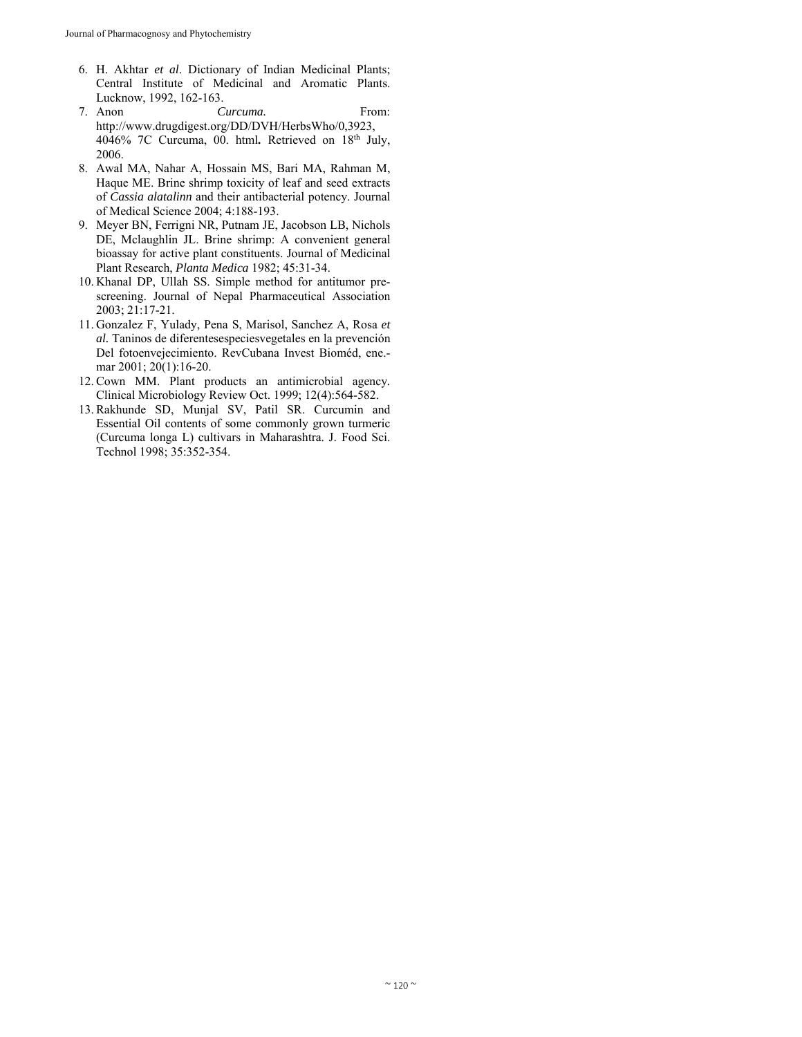6. H. Akhtar *et al*. Dictionary of Indian Medicinal Plants; Central Institute of Medicinal and Aromatic Plants. Lucknow, 1992, 162-163.
7. Anon *Curcuma.* From: http://www.drugdigest.org/DD/DVH/HerbsWho/0,3923, 4046% 7C Curcuma, 00. html**.** Retrieved on 18th July, 2006.
8. Awal MA, Nahar A, Hossain MS, Bari MA, Rahman M, Haque ME. Brine shrimp toxicity of leaf and seed extracts of *Cassia alatalinn* and their antibacterial potency. Journal of Medical Science 2004; 4:188-193.
9. Meyer BN, Ferrigni NR, Putnam JE, Jacobson LB, Nichols DE, Mclaughlin JL. Brine shrimp: A convenient general bioassay for active plant constituents. Journal of Medicinal Plant Research, *Planta Medica* 1982; 45:31-34.
10. Khanal DP, Ullah SS. Simple method for antitumor pre-screening. Journal of Nepal Pharmaceutical Association 2003; 21:17-21.
11. Gonzalez F, Yulady, Pena S, Marisol, Sanchez A, Rosa *et al.* Taninos de diferentesespeciesvegetales en la prevención Del fotoenvejecimiento. RevCubana Invest Bioméd, ene.-mar 2001; 20(1):16-20.
12. Cown MM. Plant products an antimicrobial agency. Clinical Microbiology Review Oct. 1999; 12(4):564-582.
13. Rakhunde SD, Munjal SV, Patil SR. Curcumin and Essential Oil contents of some commonly grown turmeric (Curcuma longa L) cultivars in Maharashtra. J. Food Sci. Technol 1998; 35:352-354.